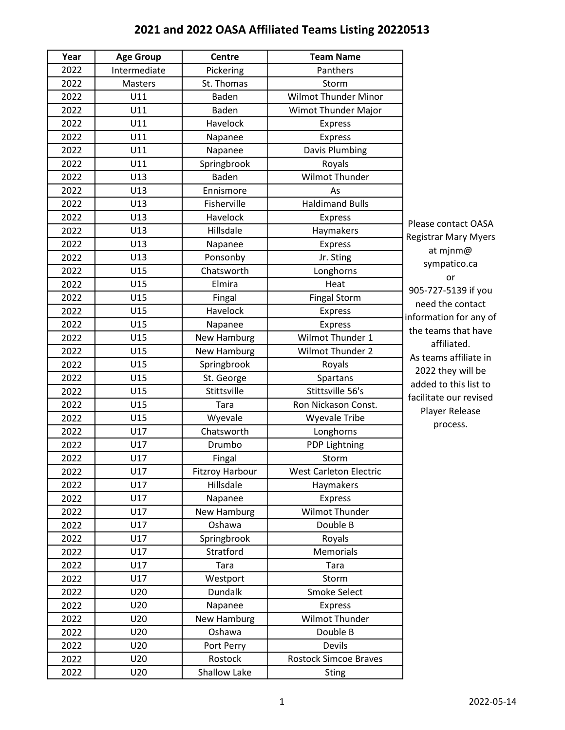# 2021 and 2022 OASA Affiliated Teams Listing 20220513

| Year | Age Group | Centre | Team Name |
|---|---|---|---|
| 2022 | Intermediate | Pickering | Panthers |
| 2022 | Masters | St. Thomas | Storm |
| 2022 | U11 | Baden | Wilmot Thunder Minor |
| 2022 | U11 | Baden | Wimot Thunder Major |
| 2022 | U11 | Havelock | Express |
| 2022 | U11 | Napanee | Express |
| 2022 | U11 | Napanee | Davis Plumbing |
| 2022 | U11 | Springbrook | Royals |
| 2022 | U13 | Baden | Wilmot Thunder |
| 2022 | U13 | Ennismore | As |
| 2022 | U13 | Fisherville | Haldimand Bulls |
| 2022 | U13 | Havelock | Express |
| 2022 | U13 | Hillsdale | Haymakers |
| 2022 | U13 | Napanee | Express |
| 2022 | U13 | Ponsonby | Jr. Sting |
| 2022 | U15 | Chatsworth | Longhorns |
| 2022 | U15 | Elmira | Heat |
| 2022 | U15 | Fingal | Fingal Storm |
| 2022 | U15 | Havelock | Express |
| 2022 | U15 | Napanee | Express |
| 2022 | U15 | New Hamburg | Wilmot Thunder 1 |
| 2022 | U15 | New Hamburg | Wilmot Thunder 2 |
| 2022 | U15 | Springbrook | Royals |
| 2022 | U15 | St. George | Spartans |
| 2022 | U15 | Stittsville | Stittsville 56's |
| 2022 | U15 | Tara | Ron Nickason Const. |
| 2022 | U15 | Wyevale | Wyevale Tribe |
| 2022 | U17 | Chatsworth | Longhorns |
| 2022 | U17 | Drumbo | PDP Lightning |
| 2022 | U17 | Fingal | Storm |
| 2022 | U17 | Fitzroy Harbour | West Carleton Electric |
| 2022 | U17 | Hillsdale | Haymakers |
| 2022 | U17 | Napanee | Express |
| 2022 | U17 | New Hamburg | Wilmot Thunder |
| 2022 | U17 | Oshawa | Double B |
| 2022 | U17 | Springbrook | Royals |
| 2022 | U17 | Stratford | Memorials |
| 2022 | U17 | Tara | Tara |
| 2022 | U17 | Westport | Storm |
| 2022 | U20 | Dundalk | Smoke Select |
| 2022 | U20 | Napanee | Express |
| 2022 | U20 | New Hamburg | Wilmot Thunder |
| 2022 | U20 | Oshawa | Double B |
| 2022 | U20 | Port Perry | Devils |
| 2022 | U20 | Rostock | Rostock Simcoe Braves |
| 2022 | U20 | Shallow Lake | Sting |

Please contact OASA Registrar Mary Myers at mjnm@sympatico.ca or 905-727-5139 if you need the contact information for any of the teams that have affiliated.
As teams affiliate in 2022 they will be added to this list to facilitate our revised Player Release process.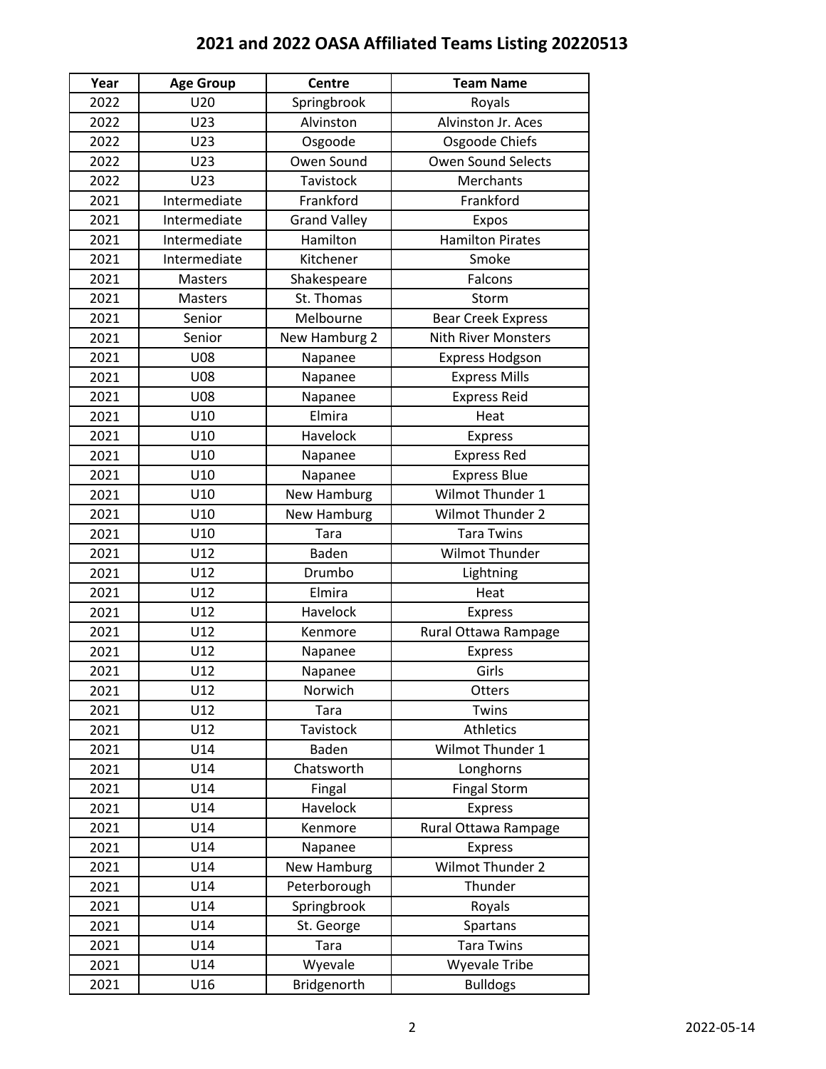# 2021 and 2022 OASA Affiliated Teams Listing 20220513

| Year | Age Group | Centre | Team Name |
|---|---|---|---|
| 2022 | U20 | Springbrook | Royals |
| 2022 | U23 | Alvinston | Alvinston Jr. Aces |
| 2022 | U23 | Osgoode | Osgoode Chiefs |
| 2022 | U23 | Owen Sound | Owen Sound Selects |
| 2022 | U23 | Tavistock | Merchants |
| 2021 | Intermediate | Frankford | Frankford |
| 2021 | Intermediate | Grand Valley | Expos |
| 2021 | Intermediate | Hamilton | Hamilton Pirates |
| 2021 | Intermediate | Kitchener | Smoke |
| 2021 | Masters | Shakespeare | Falcons |
| 2021 | Masters | St. Thomas | Storm |
| 2021 | Senior | Melbourne | Bear Creek Express |
| 2021 | Senior | New Hamburg 2 | Nith River Monsters |
| 2021 | U08 | Napanee | Express Hodgson |
| 2021 | U08 | Napanee | Express Mills |
| 2021 | U08 | Napanee | Express Reid |
| 2021 | U10 | Elmira | Heat |
| 2021 | U10 | Havelock | Express |
| 2021 | U10 | Napanee | Express Red |
| 2021 | U10 | Napanee | Express Blue |
| 2021 | U10 | New Hamburg | Wilmot Thunder 1 |
| 2021 | U10 | New Hamburg | Wilmot Thunder 2 |
| 2021 | U10 | Tara | Tara Twins |
| 2021 | U12 | Baden | Wilmot Thunder |
| 2021 | U12 | Drumbo | Lightning |
| 2021 | U12 | Elmira | Heat |
| 2021 | U12 | Havelock | Express |
| 2021 | U12 | Kenmore | Rural Ottawa Rampage |
| 2021 | U12 | Napanee | Express |
| 2021 | U12 | Napanee | Girls |
| 2021 | U12 | Norwich | Otters |
| 2021 | U12 | Tara | Twins |
| 2021 | U12 | Tavistock | Athletics |
| 2021 | U14 | Baden | Wilmot Thunder 1 |
| 2021 | U14 | Chatsworth | Longhorns |
| 2021 | U14 | Fingal | Fingal Storm |
| 2021 | U14 | Havelock | Express |
| 2021 | U14 | Kenmore | Rural Ottawa Rampage |
| 2021 | U14 | Napanee | Express |
| 2021 | U14 | New Hamburg | Wilmot Thunder 2 |
| 2021 | U14 | Peterborough | Thunder |
| 2021 | U14 | Springbrook | Royals |
| 2021 | U14 | St. George | Spartans |
| 2021 | U14 | Tara | Tara Twins |
| 2021 | U14 | Wyevale | Wyevale Tribe |
| 2021 | U16 | Bridgenorth | Bulldogs |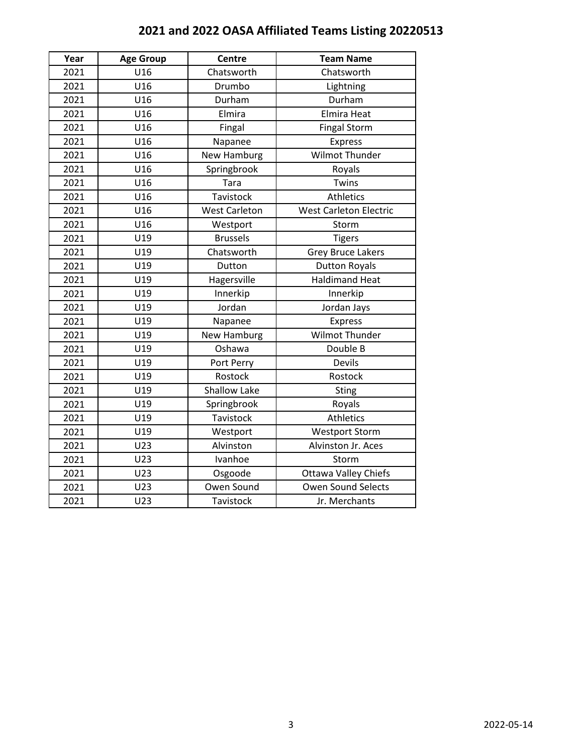# 2021 and 2022 OASA Affiliated Teams Listing 20220513

| Year | Age Group | Centre | Team Name |
|---|---|---|---|
| 2021 | U16 | Chatsworth | Chatsworth |
| 2021 | U16 | Drumbo | Lightning |
| 2021 | U16 | Durham | Durham |
| 2021 | U16 | Elmira | Elmira Heat |
| 2021 | U16 | Fingal | Fingal Storm |
| 2021 | U16 | Napanee | Express |
| 2021 | U16 | New Hamburg | Wilmot Thunder |
| 2021 | U16 | Springbrook | Royals |
| 2021 | U16 | Tara | Twins |
| 2021 | U16 | Tavistock | Athletics |
| 2021 | U16 | West Carleton | West Carleton Electric |
| 2021 | U16 | Westport | Storm |
| 2021 | U19 | Brussels | Tigers |
| 2021 | U19 | Chatsworth | Grey Bruce Lakers |
| 2021 | U19 | Dutton | Dutton Royals |
| 2021 | U19 | Hagersville | Haldimand Heat |
| 2021 | U19 | Innerkip | Innerkip |
| 2021 | U19 | Jordan | Jordan Jays |
| 2021 | U19 | Napanee | Express |
| 2021 | U19 | New Hamburg | Wilmot Thunder |
| 2021 | U19 | Oshawa | Double B |
| 2021 | U19 | Port Perry | Devils |
| 2021 | U19 | Rostock | Rostock |
| 2021 | U19 | Shallow Lake | Sting |
| 2021 | U19 | Springbrook | Royals |
| 2021 | U19 | Tavistock | Athletics |
| 2021 | U19 | Westport | Westport Storm |
| 2021 | U23 | Alvinston | Alvinston Jr. Aces |
| 2021 | U23 | Ivanhoe | Storm |
| 2021 | U23 | Osgoode | Ottawa Valley Chiefs |
| 2021 | U23 | Owen Sound | Owen Sound Selects |
| 2021 | U23 | Tavistock | Jr. Merchants |